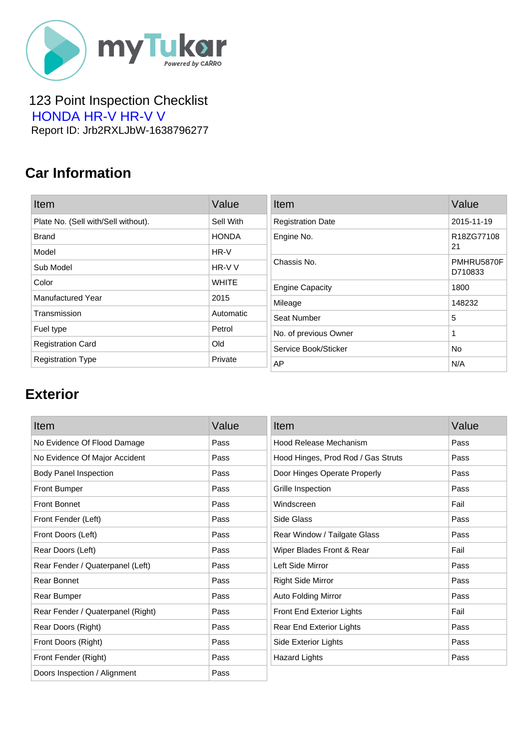myTukar
Powered by CARRO

123 Point Inspection Checklist
HONDA HR-V HR-V V
Report ID: Jrb2RXLJbW-1638796277

## Car Information

| Item | Value |
|---|---|
| Plate No. (Sell with/Sell without). | Sell With |
| Brand | HONDA |
| Model | HR-V |
| Sub Model | HR-V V |
| Color | WHITE |
| Manufactured Year | 2015 |
| Transmission | Automatic |
| Fuel type | Petrol |
| Registration Card | Old |
| Registration Type | Private |

| Item | Value |
|---|---|
| Registration Date | 2015-11-19 |
| Engine No. | R18ZG7710821 |
| Chassis No. | PMHRU5870FD710833 |
| Engine Capacity | 1800 |
| Mileage | 148232 |
| Seat Number | 5 |
| No. of previous Owner | 1 |
| Service Book/Sticker | No |
| AP | N/A |

## Exterior

| Item | Value |
|---|---|
| No Evidence Of Flood Damage | Pass |
| No Evidence Of Major Accident | Pass |
| Body Panel Inspection | Pass |
| Front Bumper | Pass |
| Front Bonnet | Pass |
| Front Fender (Left) | Pass |
| Front Doors (Left) | Pass |
| Rear Doors (Left) | Pass |
| Rear Fender / Quaterpanel (Left) | Pass |
| Rear Bonnet | Pass |
| Rear Bumper | Pass |
| Rear Fender / Quaterpanel (Right) | Pass |
| Rear Doors (Right) | Pass |
| Front Doors (Right) | Pass |
| Front Fender (Right) | Pass |
| Doors Inspection / Alignment | Pass |

| Item | Value |
|---|---|
| Hood Release Mechanism | Pass |
| Hood Hinges, Prod Rod / Gas Struts | Pass |
| Door Hinges Operate Properly | Pass |
| Grille Inspection | Pass |
| Windscreen | Fail |
| Side Glass | Pass |
| Rear Window / Tailgate Glass | Pass |
| Wiper Blades Front & Rear | Fail |
| Left Side Mirror | Pass |
| Right Side Mirror | Pass |
| Auto Folding Mirror | Pass |
| Front End Exterior Lights | Fail |
| Rear End Exterior Lights | Pass |
| Side Exterior Lights | Pass |
| Hazard Lights | Pass |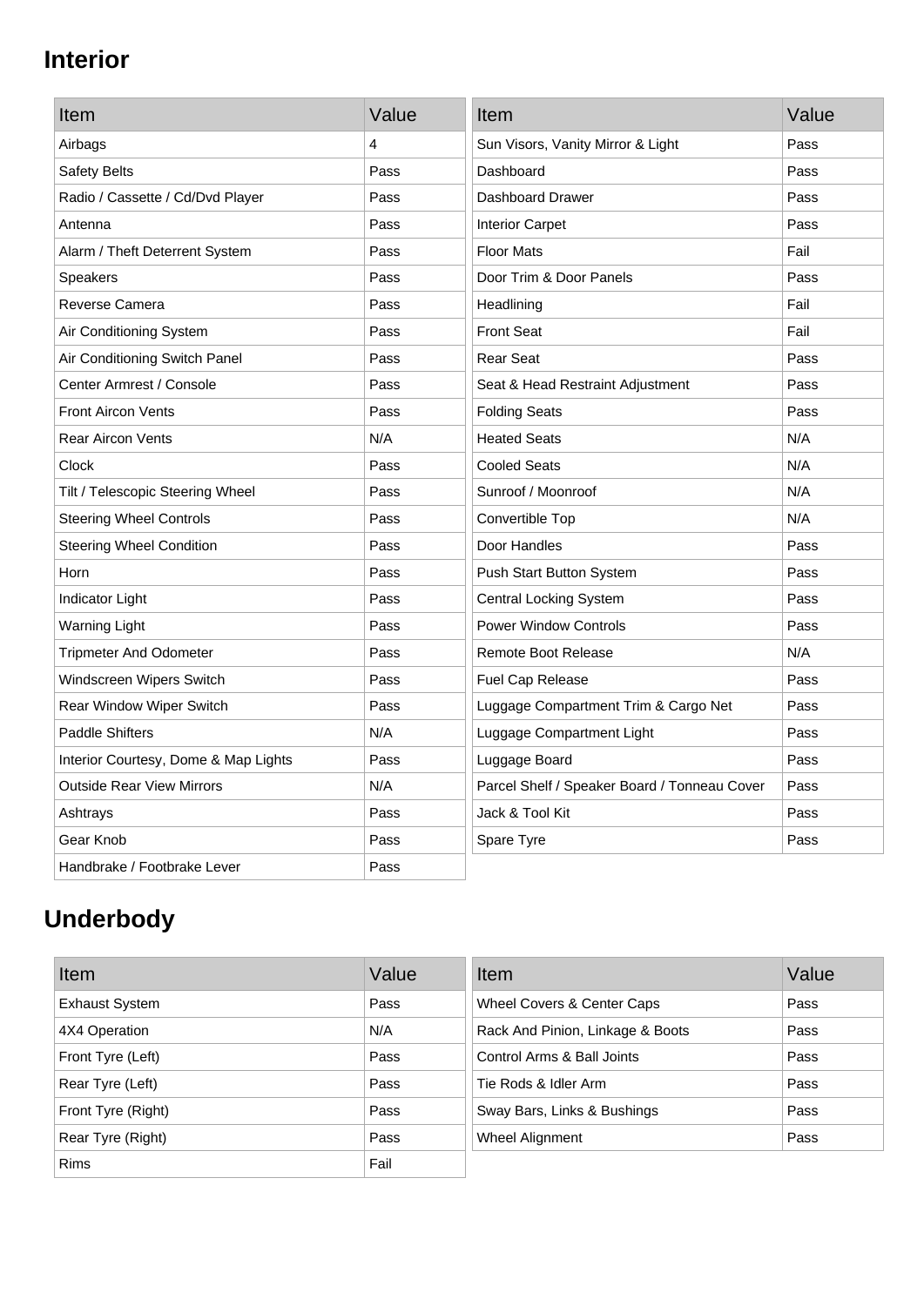## Interior

| Item | Value |
|---|---|
| Airbags | 4 |
| Safety Belts | Pass |
| Radio / Cassette / Cd/Dvd Player | Pass |
| Antenna | Pass |
| Alarm / Theft Deterrent System | Pass |
| Speakers | Pass |
| Reverse Camera | Pass |
| Air Conditioning System | Pass |
| Air Conditioning Switch Panel | Pass |
| Center Armrest / Console | Pass |
| Front Aircon Vents | Pass |
| Rear Aircon Vents | N/A |
| Clock | Pass |
| Tilt / Telescopic Steering Wheel | Pass |
| Steering Wheel Controls | Pass |
| Steering Wheel Condition | Pass |
| Horn | Pass |
| Indicator Light | Pass |
| Warning Light | Pass |
| Tripmeter And Odometer | Pass |
| Windscreen Wipers Switch | Pass |
| Rear Window Wiper Switch | Pass |
| Paddle Shifters | N/A |
| Interior Courtesy, Dome & Map Lights | Pass |
| Outside Rear View Mirrors | N/A |
| Ashtrays | Pass |
| Gear Knob | Pass |
| Handbrake / Footbrake Lever | Pass |

| Item | Value |
|---|---|
| Sun Visors, Vanity Mirror & Light | Pass |
| Dashboard | Pass |
| Dashboard Drawer | Pass |
| Interior Carpet | Pass |
| Floor Mats | Fail |
| Door Trim & Door Panels | Pass |
| Headlining | Fail |
| Front Seat | Fail |
| Rear Seat | Pass |
| Seat & Head Restraint Adjustment | Pass |
| Folding Seats | Pass |
| Heated Seats | N/A |
| Cooled Seats | N/A |
| Sunroof / Moonroof | N/A |
| Convertible Top | N/A |
| Door Handles | Pass |
| Push Start Button System | Pass |
| Central Locking System | Pass |
| Power Window Controls | Pass |
| Remote Boot Release | N/A |
| Fuel Cap Release | Pass |
| Luggage Compartment Trim & Cargo Net | Pass |
| Luggage Compartment Light | Pass |
| Luggage Board | Pass |
| Parcel Shelf / Speaker Board / Tonneau Cover | Pass |
| Jack & Tool Kit | Pass |
| Spare Tyre | Pass |

## Underbody

| Item | Value |
|---|---|
| Exhaust System | Pass |
| 4X4 Operation | N/A |
| Front Tyre (Left) | Pass |
| Rear Tyre (Left) | Pass |
| Front Tyre (Right) | Pass |
| Rear Tyre (Right) | Pass |
| Rims | Fail |

| Item | Value |
|---|---|
| Wheel Covers & Center Caps | Pass |
| Rack And Pinion, Linkage & Boots | Pass |
| Control Arms & Ball Joints | Pass |
| Tie Rods & Idler Arm | Pass |
| Sway Bars, Links & Bushings | Pass |
| Wheel Alignment | Pass |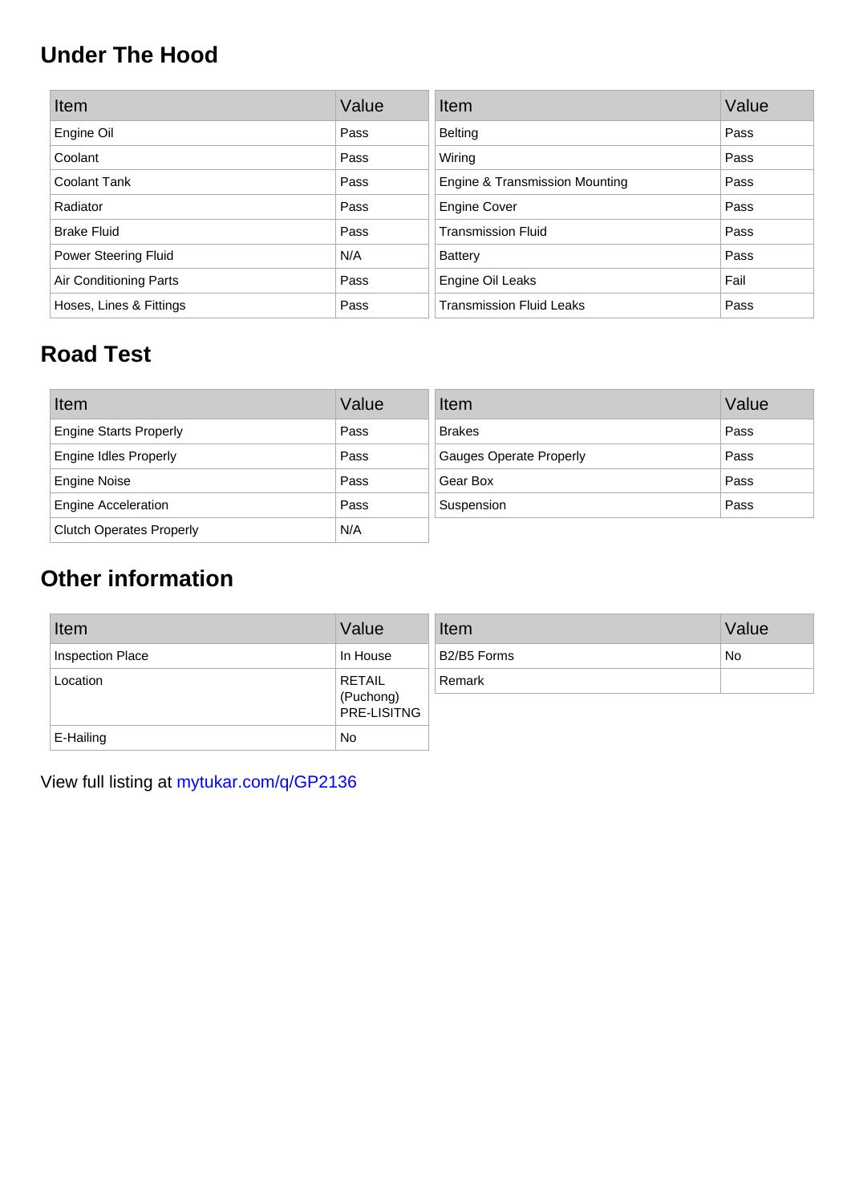## Under The Hood

| Item | Value |
|---|---|
| Engine Oil | Pass |
| Coolant | Pass |
| Coolant Tank | Pass |
| Radiator | Pass |
| Brake Fluid | Pass |
| Power Steering Fluid | N/A |
| Air Conditioning Parts | Pass |
| Hoses, Lines & Fittings | Pass |

| Item | Value |
|---|---|
| Belting | Pass |
| Wiring | Pass |
| Engine & Transmission Mounting | Pass |
| Engine Cover | Pass |
| Transmission Fluid | Pass |
| Battery | Pass |
| Engine Oil Leaks | Fail |
| Transmission Fluid Leaks | Pass |

## Road Test

| Item | Value |
|---|---|
| Engine Starts Properly | Pass |
| Engine Idles Properly | Pass |
| Engine Noise | Pass |
| Engine Acceleration | Pass |
| Clutch Operates Properly | N/A |

| Item | Value |
|---|---|
| Brakes | Pass |
| Gauges Operate Properly | Pass |
| Gear Box | Pass |
| Suspension | Pass |

## Other information

| Item | Value |
|---|---|
| Inspection Place | In House |
| Location | RETAIL (Puchong) PRE-LISITNG |
| E-Hailing | No |

| Item | Value |
|---|---|
| B2/B5 Forms | No |
| Remark | |

View full listing at mytukar.com/q/GP2136